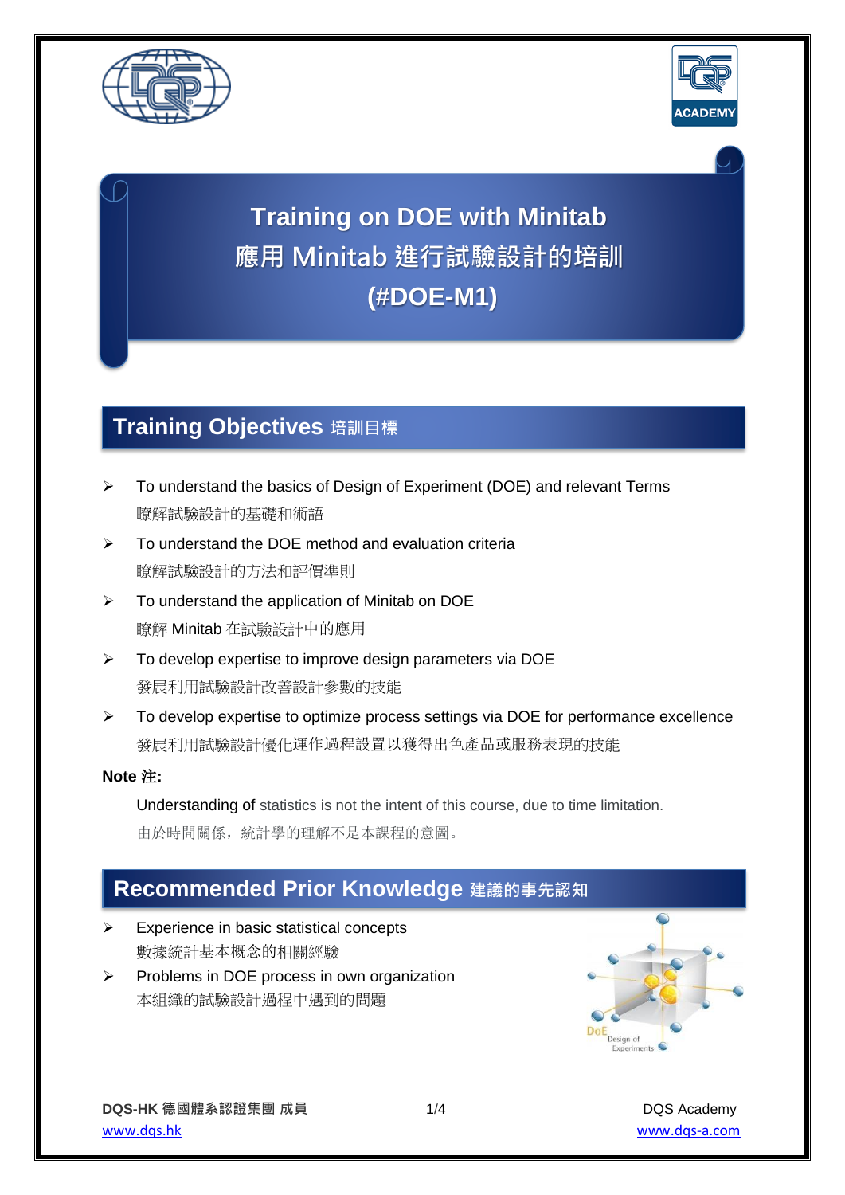# Training on DOE with Minitab
# 應用 Minitab 進行試驗設計的培訓
# (#DOE-M1)

## Training Objectives 培訓目標

- To understand the basics of Design of Experiment (DOE) and relevant Terms
  瞭解試驗設計的基礎和術語
- To understand the DOE method and evaluation criteria
  瞭解試驗設計的方法和評價準則
- To understand the application of Minitab on DOE
  瞭解 Minitab 在試驗設計中的應用
- To develop expertise to improve design parameters via DOE
  發展利用試驗設計改善設計參數的技能
- To develop expertise to optimize process settings via DOE for performance excellence
  發展利用試驗設計優化運作過程設置以獲得出色產品或服務表現的技能

**Note 注:**

Understanding of statistics is not the intent of this course, due to time limitation.
由於時間關係，統計學的理解不是本課程的意圖。

## Recommended Prior Knowledge 建議的事先認知

- Experience in basic statistical concepts
  數據統計基本概念的相關經驗
- Problems in DOE process in own organization
  本組織的試驗設計過程中遇到的問題

DQS-HK 德國體系認證集團 成員
www.dqs.hk

DQS Academy
www.dqs-a.com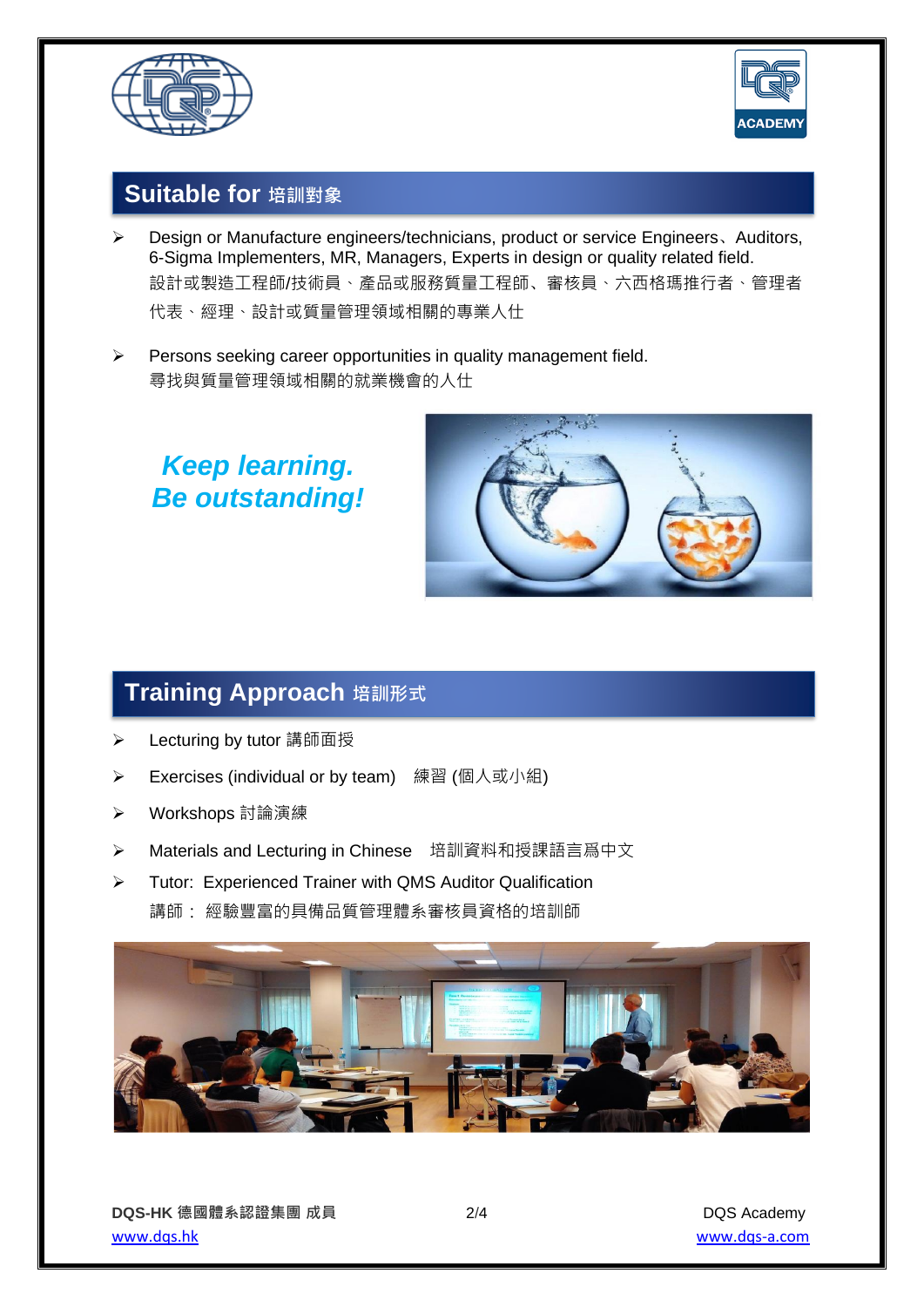## Suitable for 培訓對象

- Design or Manufacture engineers/technicians, product or service Engineers、Auditors, 6-Sigma Implementers, MR, Managers, Experts in design or quality related field.
  設計或製造工程師/技術員、產品或服務質量工程師、審核員、六西格瑪推行者、管理者代表、經理、設計或質量管理領域相關的專業人仕
- Persons seeking career opportunities in quality management field.
  尋找與質量管理領域相關的就業機會的人仕

***Keep learning.***
***Be outstanding!***

## Training Approach 培訓形式

- Lecturing by tutor 講師面授
- Exercises (individual or by team) 練習 (個人或小組)
- Workshops 討論演練
- Materials and Lecturing in Chinese 培訓資料和授課語言爲中文
- Tutor: Experienced Trainer with QMS Auditor Qualification
  講師： 經驗豐富的具備品質管理體系審核員資格的培訓師

**DQS-HK 德國體系認證集團 成員**
www.dqs.hk

DQS Academy
www.dqs-a.com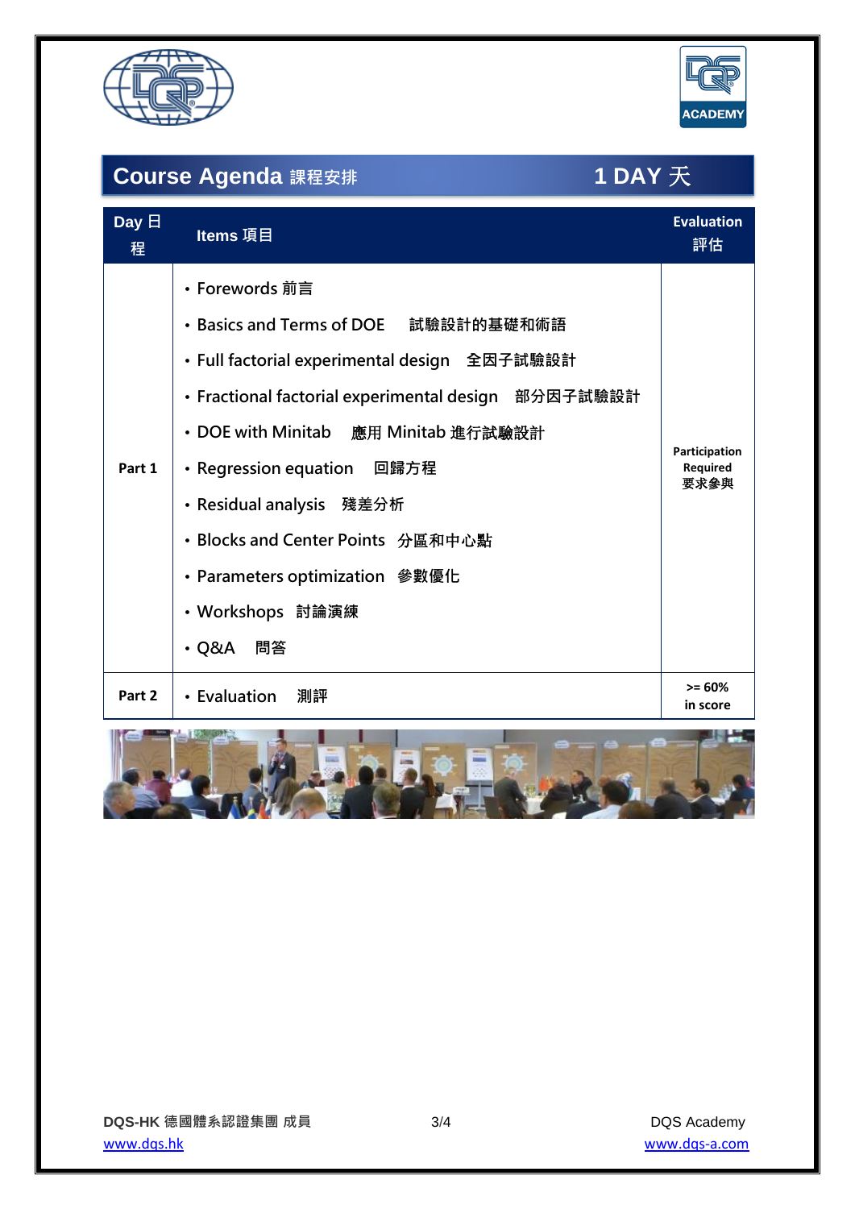## Course Agenda 課程安排 — 1 DAY 天

| Day 日程 | Items 項目 | Evaluation 評估 |
| --- | --- | --- |
| Part 1 | • Forewords 前言<br>• Basics and Terms of DOE 試驗設計的基礎和術語<br>• Full factorial experimental design 全因子試驗設計<br>• Fractional factorial experimental design 部分因子試驗設計<br>• DOE with Minitab 應用 Minitab 進行試驗設計<br>• Regression equation 回歸方程<br>• Residual analysis 殘差分析<br>• Blocks and Center Points 分區和中心點<br>• Parameters optimization 參數優化<br>• Workshops 討論演練<br>• Q&A 問答 | Participation Required 要求參與 |
| Part 2 | • Evaluation 測評 | >= 60% in score |

DQS-HK 德國體系認證集團 成員
www.dqs.hk

DQS Academy
www.dqs-a.com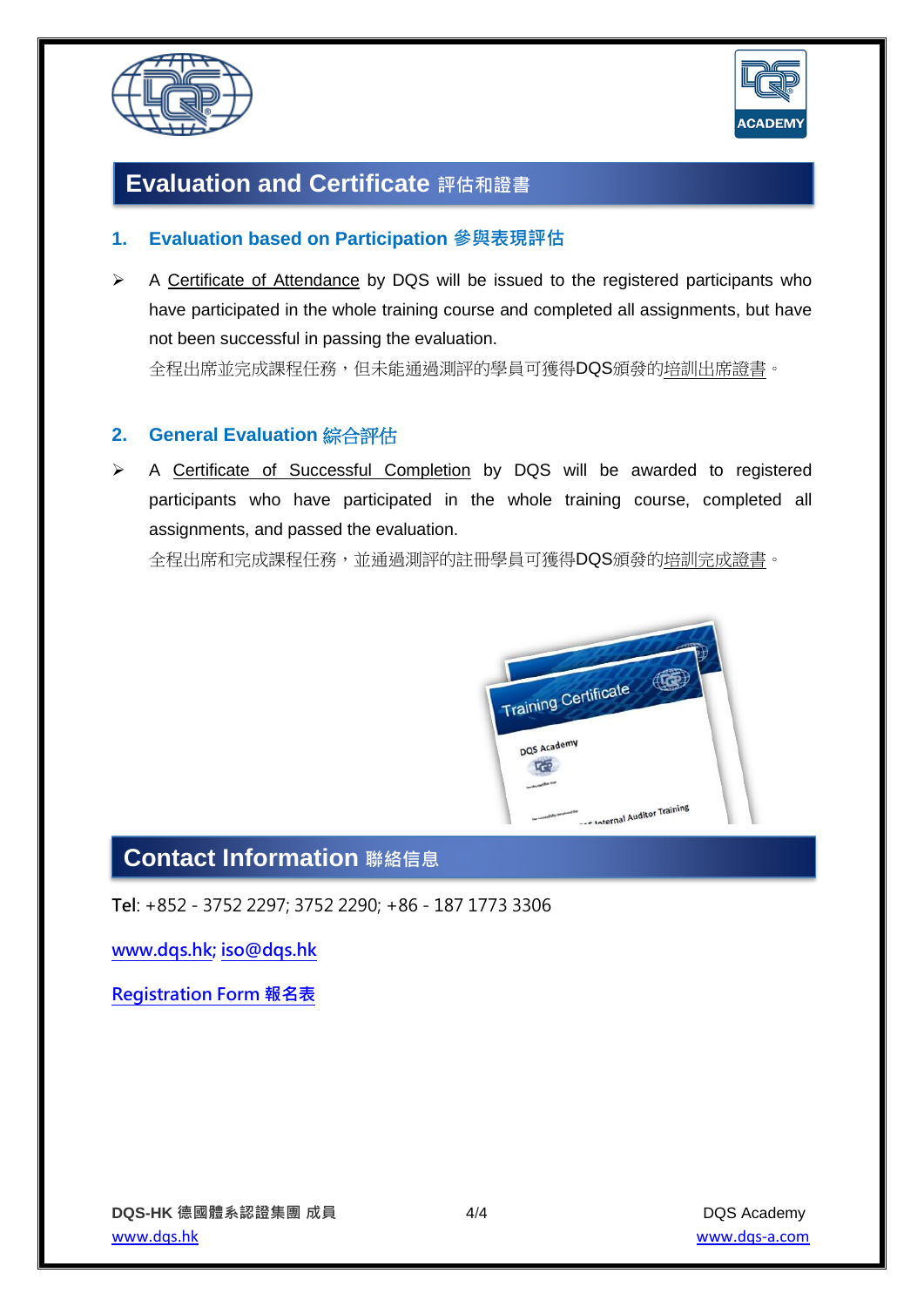## Evaluation and Certificate 評估和證書

### 1. Evaluation based on Participation 參與表現評估

- A Certificate of Attendance by DQS will be issued to the registered participants who have participated in the whole training course and completed all assignments, but have not been successful in passing the evaluation.
  全程出席並完成課程任務，但未能通過測評的學員可獲得DQS頒發的培訓出席證書。

### 2. General Evaluation 綜合評估

- A Certificate of Successful Completion by DQS will be awarded to registered participants who have participated in the whole training course, completed all assignments, and passed the evaluation.
  全程出席和完成課程任務，並通過測評的註冊學員可獲得DQS頒發的培訓完成證書。

## Contact Information 聯絡信息

**Tel**: +852 - 3752 2297; 3752 2290; +86 - 187 1773 3306

www.dqs.hk; iso@dqs.hk

Registration Form 報名表

**DQS-HK 德國體系認證集團 成員**
www.dqs.hk

DQS Academy
www.dqs-a.com